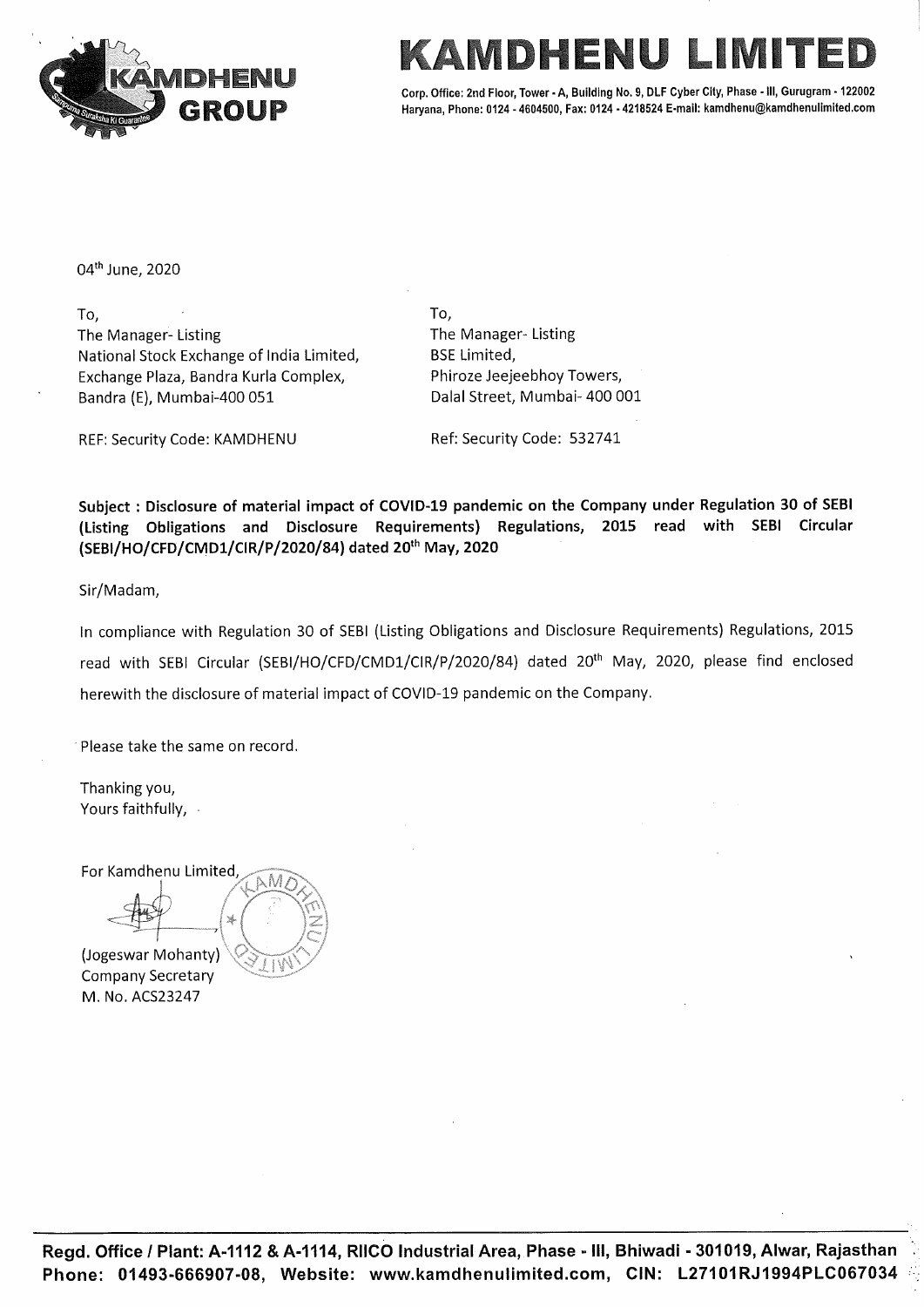# KAMDHENU LIMITED

Corp. Office: 2nd Floor, Tower - A, Building No. 9, DLF Cyber City, Phase - III, Gurugram - 122002
Haryana, Phone: 0124 - 4604500, Fax: 0124 - 4218524 E-mail: kamdhenu@kamdhenulimited.com

04th June, 2020

To,
The Manager- Listing
National Stock Exchange of India Limited,
Exchange Plaza, Bandra Kurla Complex,
Bandra (E), Mumbai-400 051

REF: Security Code: KAMDHENU

To,
The Manager- Listing
BSE Limited,
Phiroze Jeejeebhoy Towers,
Dalal Street, Mumbai- 400 001

Ref: Security Code: 532741

**Subject : Disclosure of material impact of COVID-19 pandemic on the Company under Regulation 30 of SEBI (Listing Obligations and Disclosure Requirements) Regulations, 2015 read with SEBI Circular (SEBI/HO/CFD/CMD1/CIR/P/2020/84) dated 20th May, 2020**

Sir/Madam,

In compliance with Regulation 30 of SEBI (Listing Obligations and Disclosure Requirements) Regulations, 2015 read with SEBI Circular (SEBI/HO/CFD/CMD1/CIR/P/2020/84) dated 20th May, 2020, please find enclosed herewith the disclosure of material impact of COVID-19 pandemic on the Company.

Please take the same on record.

Thanking you,
Yours faithfully,

For Kamdhenu Limited,

(Jogeswar Mohanty)
Company Secretary
M. No. ACS23247

**Regd. Office / Plant: A-1112 & A-1114, RIICO Industrial Area, Phase - III, Bhiwadi - 301019, Alwar, Rajasthan**
**Phone: 01493-666907-08, Website: www.kamdhenulimited.com, CIN: L27101RJ1994PLC067034**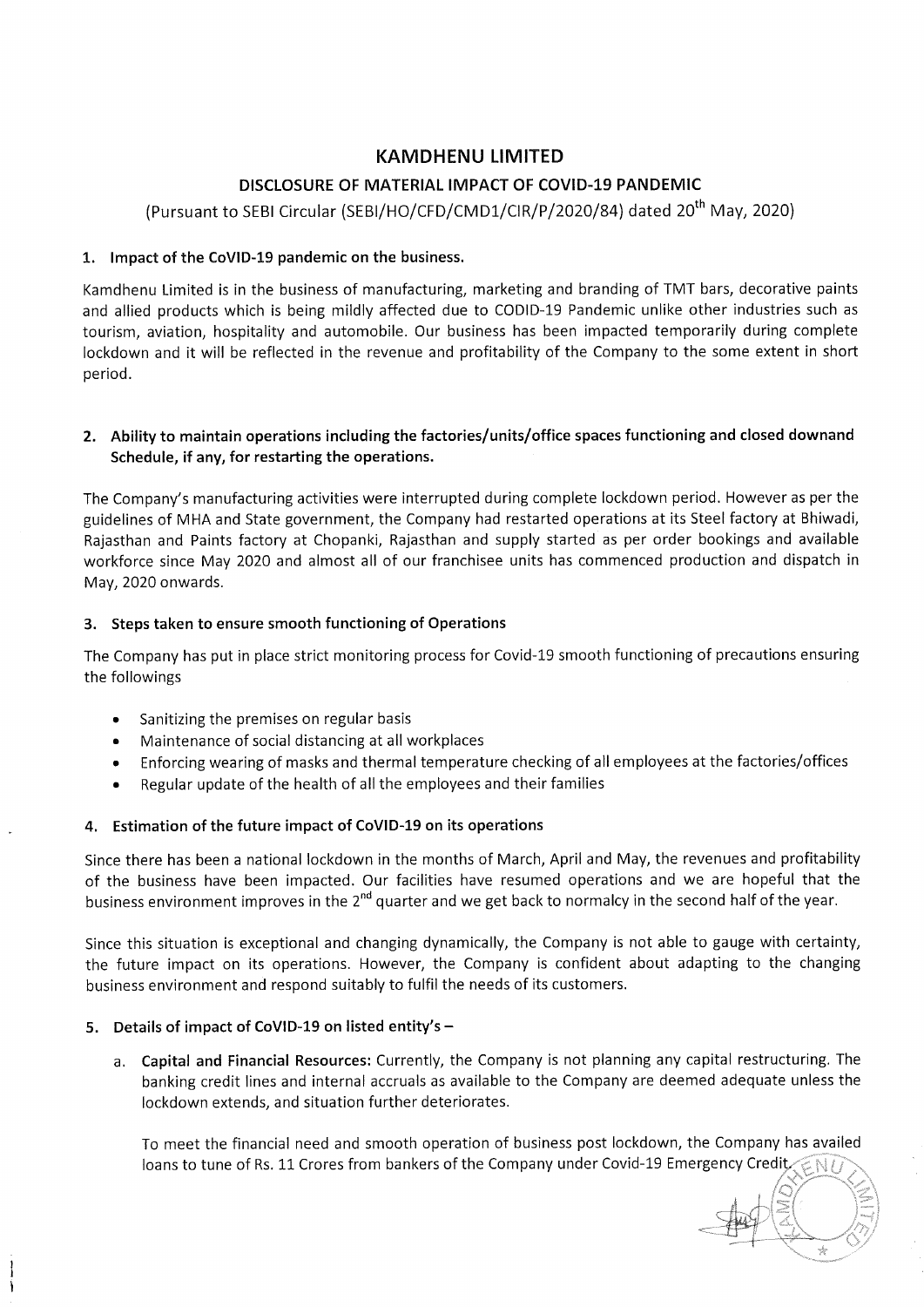# KAMDHENU LIMITED

## DISCLOSURE OF MATERIAL IMPACT OF COVID-19 PANDEMIC

(Pursuant to SEBI Circular (SEBI/HO/CFD/CMD1/CIR/P/2020/84) dated 20th May, 2020)

### 1. Impact of the CoVID-19 pandemic on the business.

Kamdhenu Limited is in the business of manufacturing, marketing and branding of TMT bars, decorative paints and allied products which is being mildly affected due to CODID-19 Pandemic unlike other industries such as tourism, aviation, hospitality and automobile. Our business has been impacted temporarily during complete lockdown and it will be reflected in the revenue and profitability of the Company to the some extent in short period.

### 2. Ability to maintain operations including the factories/units/office spaces functioning and closed downand Schedule, if any, for restarting the operations.

The Company's manufacturing activities were interrupted during complete lockdown period. However as per the guidelines of MHA and State government, the Company had restarted operations at its Steel factory at Bhiwadi, Rajasthan and Paints factory at Chopanki, Rajasthan and supply started as per order bookings and available workforce since May 2020 and almost all of our franchisee units has commenced production and dispatch in May, 2020 onwards.

### 3. Steps taken to ensure smooth functioning of Operations

The Company has put in place strict monitoring process for Covid-19 smooth functioning of precautions ensuring the followings

- Sanitizing the premises on regular basis
- Maintenance of social distancing at all workplaces
- Enforcing wearing of masks and thermal temperature checking of all employees at the factories/offices
- Regular update of the health of all the employees and their families

### 4. Estimation of the future impact of CoVID-19 on its operations

Since there has been a national lockdown in the months of March, April and May, the revenues and profitability of the business have been impacted. Our facilities have resumed operations and we are hopeful that the business environment improves in the 2nd quarter and we get back to normalcy in the second half of the year.

Since this situation is exceptional and changing dynamically, the Company is not able to gauge with certainty, the future impact on its operations. However, the Company is confident about adapting to the changing business environment and respond suitably to fulfil the needs of its customers.

### 5. Details of impact of CoVID-19 on listed entity's –

a. **Capital and Financial Resources:** Currently, the Company is not planning any capital restructuring. The banking credit lines and internal accruals as available to the Company are deemed adequate unless the lockdown extends, and situation further deteriorates.

To meet the financial need and smooth operation of business post lockdown, the Company has availed loans to tune of Rs. 11 Crores from bankers of the Company under Covid-19 Emergency Credit,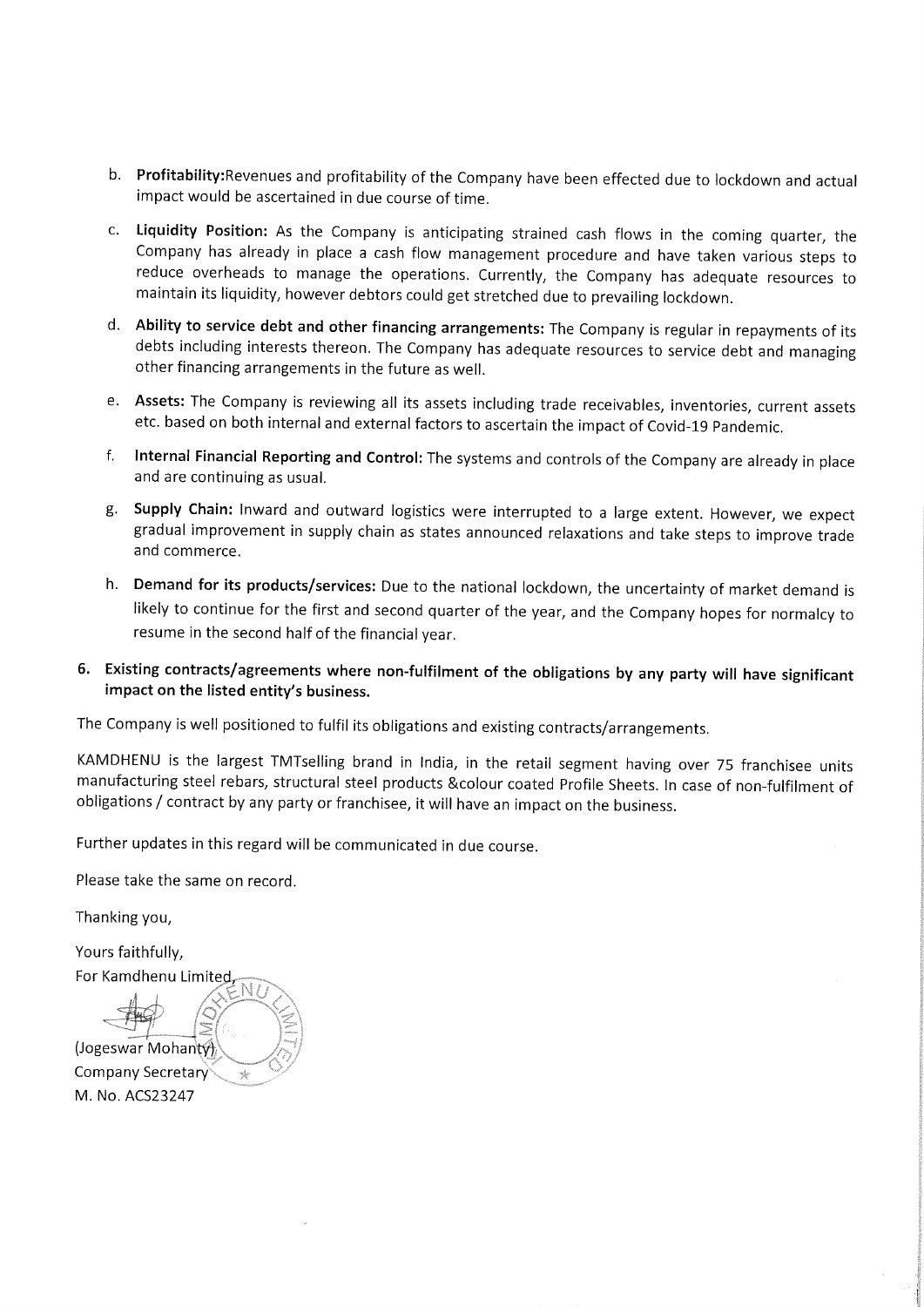b. **Profitability:**Revenues and profitability of the Company have been effected due to lockdown and actual impact would be ascertained in due course of time.

c. **Liquidity Position:** As the Company is anticipating strained cash flows in the coming quarter, the Company has already in place a cash flow management procedure and have taken various steps to reduce overheads to manage the operations. Currently, the Company has adequate resources to maintain its liquidity, however debtors could get stretched due to prevailing lockdown.

d. **Ability to service debt and other financing arrangements:** The Company is regular in repayments of its debts including interests thereon. The Company has adequate resources to service debt and managing other financing arrangements in the future as well.

e. **Assets:** The Company is reviewing all its assets including trade receivables, inventories, current assets etc. based on both internal and external factors to ascertain the impact of Covid-19 Pandemic.

f. **Internal Financial Reporting and Control:** The systems and controls of the Company are already in place and are continuing as usual.

g. **Supply Chain:** Inward and outward logistics were interrupted to a large extent. However, we expect gradual improvement in supply chain as states announced relaxations and take steps to improve trade and commerce.

h. **Demand for its products/services:** Due to the national lockdown, the uncertainty of market demand is likely to continue for the first and second quarter of the year, and the Company hopes for normalcy to resume in the second half of the financial year.

**6. Existing contracts/agreements where non-fulfilment of the obligations by any party will have significant impact on the listed entity's business.**

The Company is well positioned to fulfil its obligations and existing contracts/arrangements.

KAMDHENU is the largest TMTselling brand in India, in the retail segment having over 75 franchisee units manufacturing steel rebars, structural steel products &colour coated Profile Sheets. In case of non-fulfilment of obligations / contract by any party or franchisee, it will have an impact on the business.

Further updates in this regard will be communicated in due course.

Please take the same on record.

Thanking you,

Yours faithfully,
For Kamdhenu Limited

(Jogeswar Mohanty)
Company Secretary
M. No. ACS23247